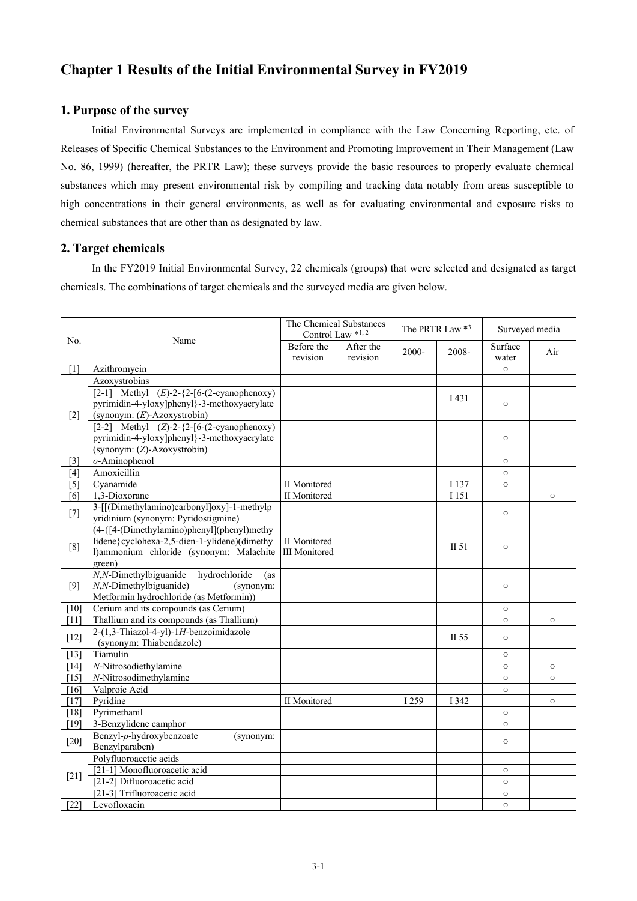# Chapter 1 Results of the Initial Environmental Survey in FY2019

## 1. Purpose of the survey

Initial Environmental Surveys are implemented in compliance with the Law Concerning Reporting, etc. of Releases of Specific Chemical Substances to the Environment and Promoting Improvement in Their Management (Law No. 86, 1999) (hereafter, the PRTR Law); these surveys provide the basic resources to properly evaluate chemical substances which may present environmental risk by compiling and tracking data notably from areas susceptible to high concentrations in their general environments, as well as for evaluating environmental and exposure risks to chemical substances that are other than as designated by law.

## 2. Target chemicals

In the FY2019 Initial Environmental Survey, 22 chemicals (groups) that were selected and designated as target chemicals. The combinations of target chemicals and the surveyed media are given below.

| No. | Name | The Chemical Substances Control Law *1, 2 | | The PRTR Law *3 | | Surveyed media | |
|---|---|---|---|---|---|---|---|
| | | Before the revision | After the revision | 2000- | 2008- | Surface water | Air |
| [1] | Azithromycin | | | | | ○ | |
| [2] | Azoxystrobins | | | | | | |
| | [2-1] Methyl (*E*)-2-{2-[6-(2-cyanophenoxy) pyrimidin-4-yloxy]phenyl}-3-methoxyacrylate (synonym: (*E*)-Azoxystrobin) | | | | I 431 | ○ | |
| | [2-2] Methyl (*Z*)-2-{2-[6-(2-cyanophenoxy) pyrimidin-4-yloxy]phenyl}-3-methoxyacrylate (synonym: (*Z*)-Azoxystrobin) | | | | | ○ | |
| [3] | *o*-Aminophenol | | | | | ○ | |
| [4] | Amoxicillin | | | | | ○ | |
| [5] | Cyanamide | II Monitored | | | I 137 | ○ | |
| [6] | 1,3-Dioxorane | II Monitored | | | I 151 | | ○ |
| [7] | 3-[[(Dimethylamino)carbonyl]oxy]-1-methylpyridinium (synonym: Pyridostigmine) | | | | | ○ | |
| [8] | (4-{[4-(Dimethylamino)phenyl](phenyl)methylidene}cyclohexa-2,5-dien-1-ylidene)(dimethyl)ammonium chloride (synonym: Malachite green) | II Monitored III Monitored | | | II 51 | ○ | |
| [9] | *N*,*N*-Dimethylbiguanide hydrochloride (as *N*,*N*-Dimethylbiguanide) (synonym: Metformin hydrochloride (as Metformin)) | | | | | ○ | |
| [10] | Cerium and its compounds (as Cerium) | | | | | ○ | |
| [11] | Thallium and its compounds (as Thallium) | | | | | ○ | ○ |
| [12] | 2-(1,3-Thiazol-4-yl)-1*H*-benzoimidazole (synonym: Thiabendazole) | | | | II 55 | ○ | |
| [13] | Tiamulin | | | | | ○ | |
| [14] | *N*-Nitrosodiethylamine | | | | | ○ | ○ |
| [15] | *N*-Nitrosodimethylamine | | | | | ○ | ○ |
| [16] | Valproic Acid | | | | | ○ | |
| [17] | Pyridine | II Monitored | | I 259 | I 342 | | ○ |
| [18] | Pyrimethanil | | | | | ○ | |
| [19] | 3-Benzylidene camphor | | | | | ○ | |
| [20] | Benzyl-*p*-hydroxybenzoate (synonym: Benzylparaben) | | | | | ○ | |
| [21] | Polyfluoroacetic acids | | | | | | |
| | [21-1] Monofluoroacetic acid | | | | | ○ | |
| | [21-2] Difluoroacetic acid | | | | | ○ | |
| | [21-3] Trifluoroacetic acid | | | | | ○ | |
| [22] | Levofloxacin | | | | | ○ | |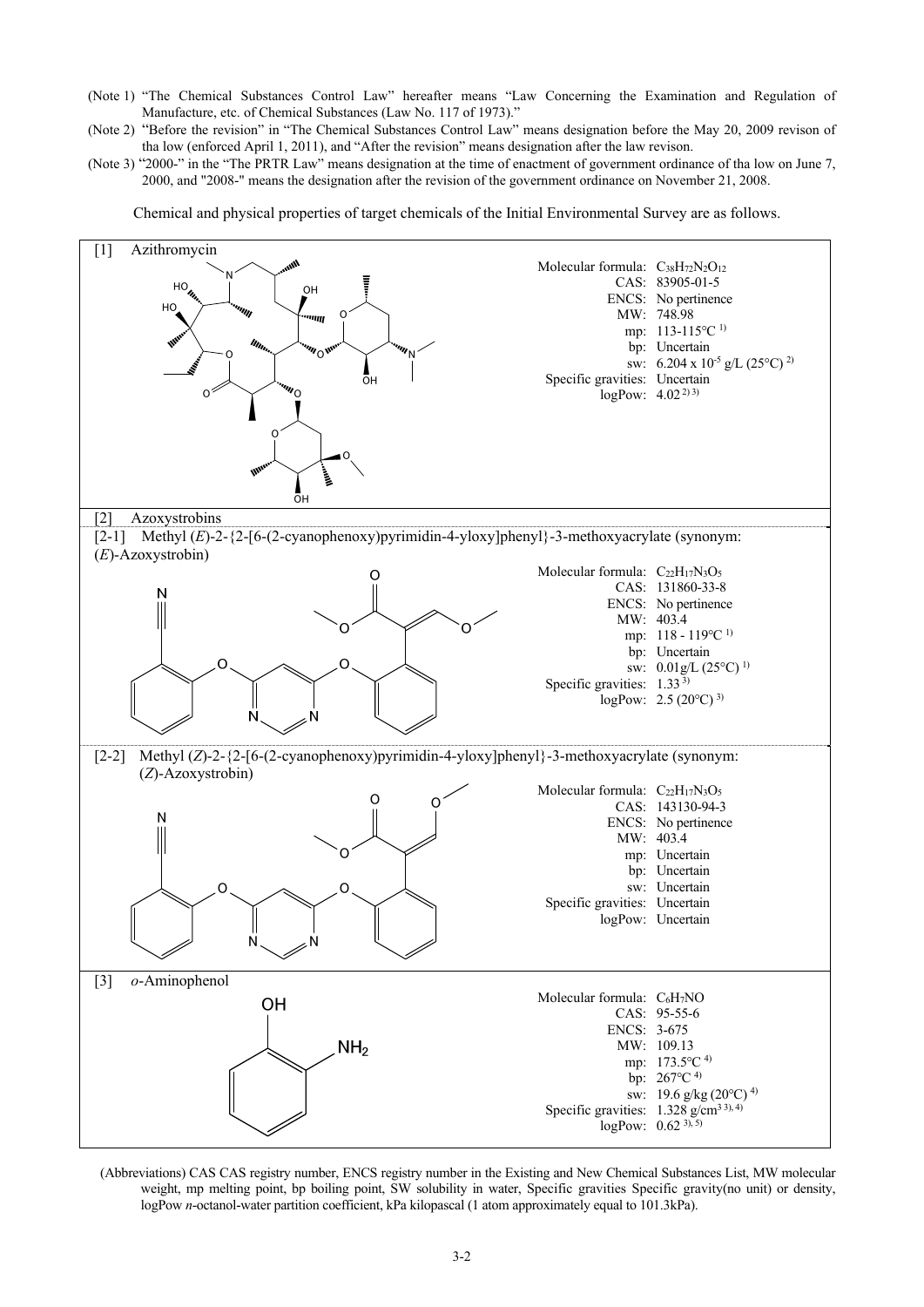(Note 1) “The Chemical Substances Control Law” hereafter means “Law Concerning the Examination and Regulation of Manufacture, etc. of Chemical Substances (Law No. 117 of 1973).”

(Note 2) “Before the revision” in “The Chemical Substances Control Law” means designation before the May 20, 2009 revison of tha low (enforced April 1, 2011), and “After the revision” means designation after the law revison.

(Note 3) “2000-” in the “The PRTR Law” means designation at the time of enactment of government ordinance of tha low on June 7, 2000, and "2008-" means the designation after the revision of the government ordinance on November 21, 2008.

Chemical and physical properties of target chemicals of the Initial Environmental Survey are as follows.

[1] Azithromycin

- Molecular formula: $C_{38}H_{72}N_2O_{12}$
- CAS: 83905-01-5
- ENCS: No pertinence
- MW: 748.98
- mp: 113-115°C [1)]
- bp: Uncertain
- sw: $6.204 \times 10^{-5}$ g/L (25°C) [2)]
- Specific gravities: Uncertain
- logPow: 4.02 [2) 3)]

[2] Azoxystrobins

[2-1] Methyl (*E*)-2-{2-[6-(2-cyanophenoxy)pyrimidin-4-yloxy]phenyl}-3-methoxyacrylate (synonym: (*E*)-Azoxystrobin)

- Molecular formula: $C_{22}H_{17}N_3O_5$
- CAS: 131860-33-8
- ENCS: No pertinence
- MW: 403.4
- mp: 118 - 119°C [1)]
- bp: Uncertain
- sw: 0.01g/L (25°C) [1)]
- Specific gravities: 1.33 [3)]
- logPow: 2.5 (20°C) [3)]

[2-2] Methyl (*Z*)-2-{2-[6-(2-cyanophenoxy)pyrimidin-4-yloxy]phenyl}-3-methoxyacrylate (synonym: (*Z*)-Azoxystrobin)

- Molecular formula: $C_{22}H_{17}N_3O_5$
- CAS: 143130-94-3
- ENCS: No pertinence
- MW: 403.4
- mp: Uncertain
- bp: Uncertain
- sw: Uncertain
- Specific gravities: Uncertain
- logPow: Uncertain

[3] *o*-Aminophenol

- Molecular formula: $C_6H_7NO$
- CAS: 95-55-6
- ENCS: 3-675
- MW: 109.13
- mp: 173.5°C [4)]
- bp: 267°C [4)]
- sw: 19.6 g/kg (20°C) [4)]
- Specific gravities: 1.328 g/cm$^3$ [3), 4)]
- logPow: 0.62 [3), 5)]

(Abbreviations) CAS CAS registry number, ENCS registry number in the Existing and New Chemical Substances List, MW molecular weight, mp melting point, bp boiling point, SW solubility in water, Specific gravities Specific gravity(no unit) or density, logPow *n*-octanol-water partition coefficient, kPa kilopascal (1 atom approximately equal to 101.3kPa).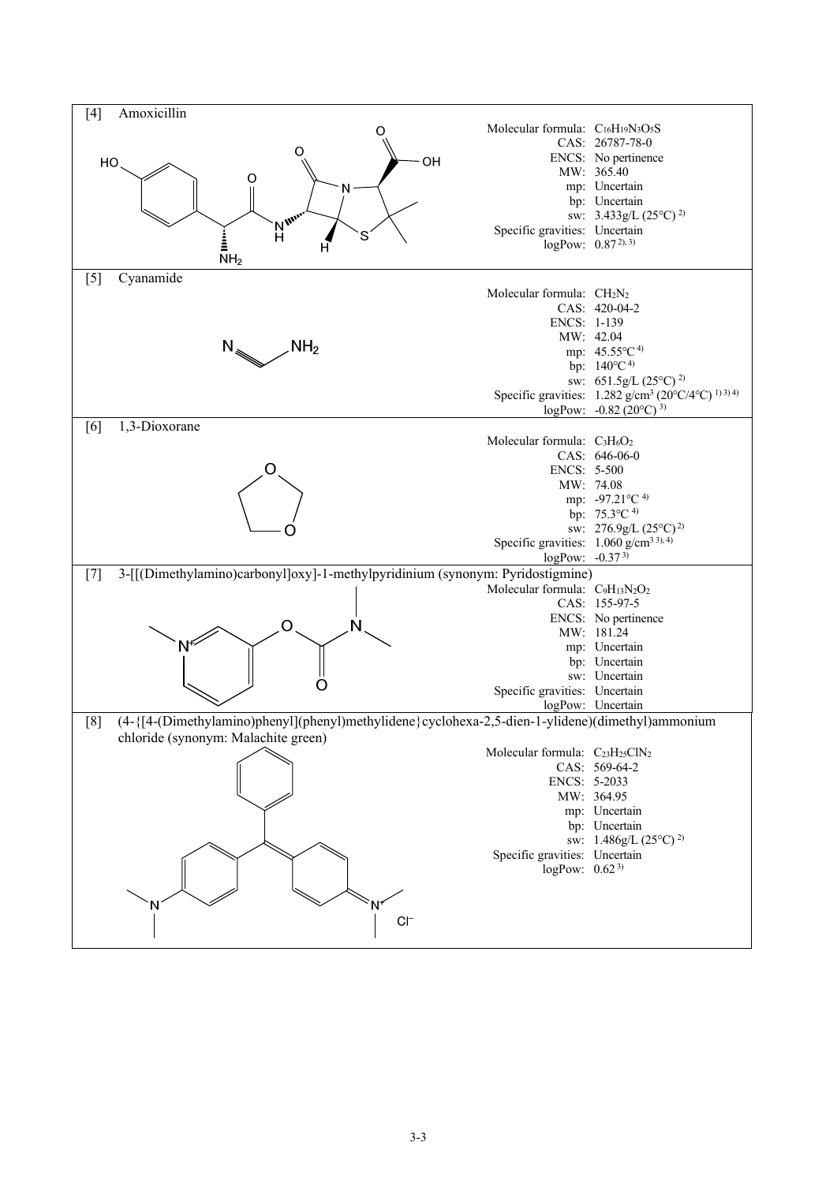## [4] Amoxicillin

Molecular formula: $C_{16}H_{19}N_3O_5S$
CAS: 26787-78-0
ENCS: No pertinence
MW: 365.40
mp: Uncertain
bp: Uncertain
sw: 3.433g/L (25°C) [2)]
Specific gravities: Uncertain
logPow: 0.87 [2), 3)]

## [5] Cyanamide

Molecular formula: $CH_2N_2$
CAS: 420-04-2
ENCS: 1-139
MW: 42.04
mp: 45.55°C [4)]
bp: 140°C [4)]
sw: 651.5g/L (25°C) [2)]
Specific gravities: 1.282 g/cm$^3$ (20°C/4°C) [1) 3) 4)]
logPow: -0.82 (20°C) [3)]

## [6] 1,3-Dioxorane

Molecular formula: $C_3H_6O_2$
CAS: 646-06-0
ENCS: 5-500
MW: 74.08
mp: -97.21°C [4)]
bp: 75.3°C [4)]
sw: 276.9g/L (25°C) [2)]
Specific gravities: 1.060 g/cm$^3$ [3), 4)]
logPow: -0.37 [3)]

## [7] 3-[[(Dimethylamino)carbonyl]oxy]-1-methylpyridinium (synonym: Pyridostigmine)

Molecular formula: $C_9H_{13}N_2O_2$
CAS: 155-97-5
ENCS: No pertinence
MW: 181.24
mp: Uncertain
bp: Uncertain
sw: Uncertain
Specific gravities: Uncertain
logPow: Uncertain

## [8] (4-{[4-(Dimethylamino)phenyl](phenyl)methylidene}cyclohexa-2,5-dien-1-ylidene)(dimethyl)ammonium chloride (synonym: Malachite green)

Molecular formula: $C_{23}H_{25}ClN_2$
CAS: 569-64-2
ENCS: 5-2033
MW: 364.95
mp: Uncertain
bp: Uncertain
sw: 1.486g/L (25°C) [2)]
Specific gravities: Uncertain
logPow: 0.62 [3)]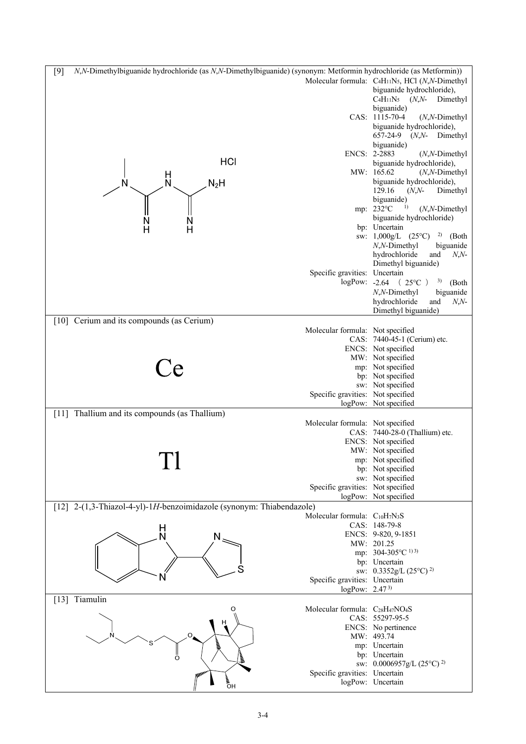**[9] *N,N*-Dimethylbiguanide hydrochloride (as *N,N*-Dimethylbiguanide) (synonym: Metformin hydrochloride (as Metformin))**

| | |
|---|---|
| Molecular formula: | $C_4H_{11}N_5$, HCl (*N,N*-Dimethyl biguanide hydrochloride), $C_4H_{11}N_5$ (*N,N*- Dimethyl biguanide) |
| CAS: | 1115-70-4 (*N,N*-Dimethyl biguanide hydrochloride), 657-24-9 (*N,N*- Dimethyl biguanide) |
| ENCS: | 2-2883 (*N,N*-Dimethyl biguanide hydrochloride), |
| MW: | 165.62 (*N,N*-Dimethyl biguanide hydrochloride), 129.16 (*N,N*- Dimethyl biguanide) |
| mp: | 232°C [1] (*N,N*-Dimethyl biguanide hydrochloride) |
| bp: | Uncertain |
| sw: | 1,000g/L (25°C) [2] (Both *N,N*-Dimethyl biguanide hydrochloride and *N,N*-Dimethyl biguanide) |
| Specific gravities: | Uncertain |
| logPow: | -2.64 (25°C) [3] (Both *N,N*-Dimethyl biguanide hydrochloride and *N,N*-Dimethyl biguanide) |

**[10] Cerium and its compounds (as Cerium)**

Ce

| | |
|---|---|
| Molecular formula: | Not specified |
| CAS: | 7440-45-1 (Cerium) etc. |
| ENCS: | Not specified |
| MW: | Not specified |
| mp: | Not specified |
| bp: | Not specified |
| sw: | Not specified |
| Specific gravities: | Not specified |
| logPow: | Not specified |

**[11] Thallium and its compounds (as Thallium)**

Tl

| | |
|---|---|
| Molecular formula: | Not specified |
| CAS: | 7440-28-0 (Thallium) etc. |
| ENCS: | Not specified |
| MW: | Not specified |
| mp: | Not specified |
| bp: | Not specified |
| sw: | Not specified |
| Specific gravities: | Not specified |
| logPow: | Not specified |

**[12] 2-(1,3-Thiazol-4-yl)-1*H*-benzoimidazole (synonym: Thiabendazole)**

| | |
|---|---|
| Molecular formula: | $C_{10}H_7N_3S$ |
| CAS: | 148-79-8 |
| ENCS: | 9-820, 9-1851 |
| MW: | 201.25 |
| mp: | 304-305°C [1)3)] |
| bp: | Uncertain |
| sw: | 0.3352g/L (25°C) [2] |
| Specific gravities: | Uncertain |
| logPow: | 2.47 [3] |

**[13] Tiamulin**

| | |
|---|---|
| Molecular formula: | $C_{28}H_{47}NO_4S$ |
| CAS: | 55297-95-5 |
| ENCS: | No pertinence |
| MW: | 493.74 |
| mp: | Uncertain |
| bp: | Uncertain |
| sw: | 0.0006957g/L (25°C) [2] |
| Specific gravities: | Uncertain |
| logPow: | Uncertain |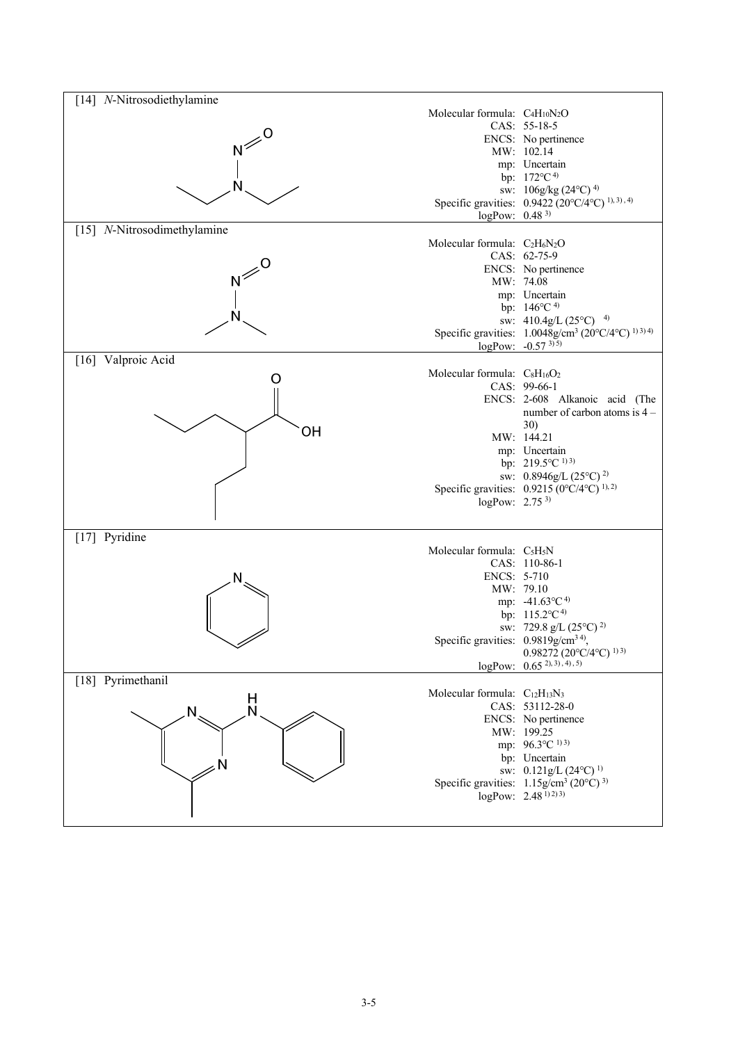## [14] *N*-Nitrosodiethylamine

Molecular formula: $C_4H_{10}N_2O$
CAS: 55-18-5
ENCS: No pertinence
MW: 102.14
mp: Uncertain
bp: 172°C [4)]
sw: 106g/kg (24°C) [4)]
Specific gravities: 0.9422 (20°C/4°C) [1), 3), 4)]
logPow: 0.48 [3)]

## [15] *N*-Nitrosodimethylamine

Molecular formula: $C_2H_6N_2O$
CAS: 62-75-9
ENCS: No pertinence
MW: 74.08
mp: Uncertain
bp: 146°C [4)]
sw: 410.4g/L (25°C) [4)]
Specific gravities: 1.0048g/cm$^3$ (20°C/4°C) [1) 3) 4)]
logPow: -0.57 [3) 5)]

## [16] Valproic Acid

Molecular formula: $C_8H_{16}O_2$
CAS: 99-66-1
ENCS: 2-608 Alkanoic acid (The number of carbon atoms is 4 – 30)
MW: 144.21
mp: Uncertain
bp: 219.5°C [1) 3)]
sw: 0.8946g/L (25°C) [2)]
Specific gravities: 0.9215 (0°C/4°C) [1), 2)]
logPow: 2.75 [3)]

## [17] Pyridine

Molecular formula: $C_5H_5N$
CAS: 110-86-1
ENCS: 5-710
MW: 79.10
mp: -41.63°C [4)]
bp: 115.2°C [4)]
sw: 729.8 g/L (25°C) [2)]
Specific gravities: 0.9819g/cm$^3$ [4)], 0.98272 (20°C/4°C) [1) 3)]
logPow: 0.65 [2), 3), 4), 5)]

## [18] Pyrimethanil

Molecular formula: $C_{12}H_{13}N_3$
CAS: 53112-28-0
ENCS: No pertinence
MW: 199.25
mp: 96.3°C [1) 3)]
bp: Uncertain
sw: 0.121g/L (24°C) [1)]
Specific gravities: 1.15g/cm$^3$ (20°C) [3)]
logPow: 2.48 [1) 2) 3)]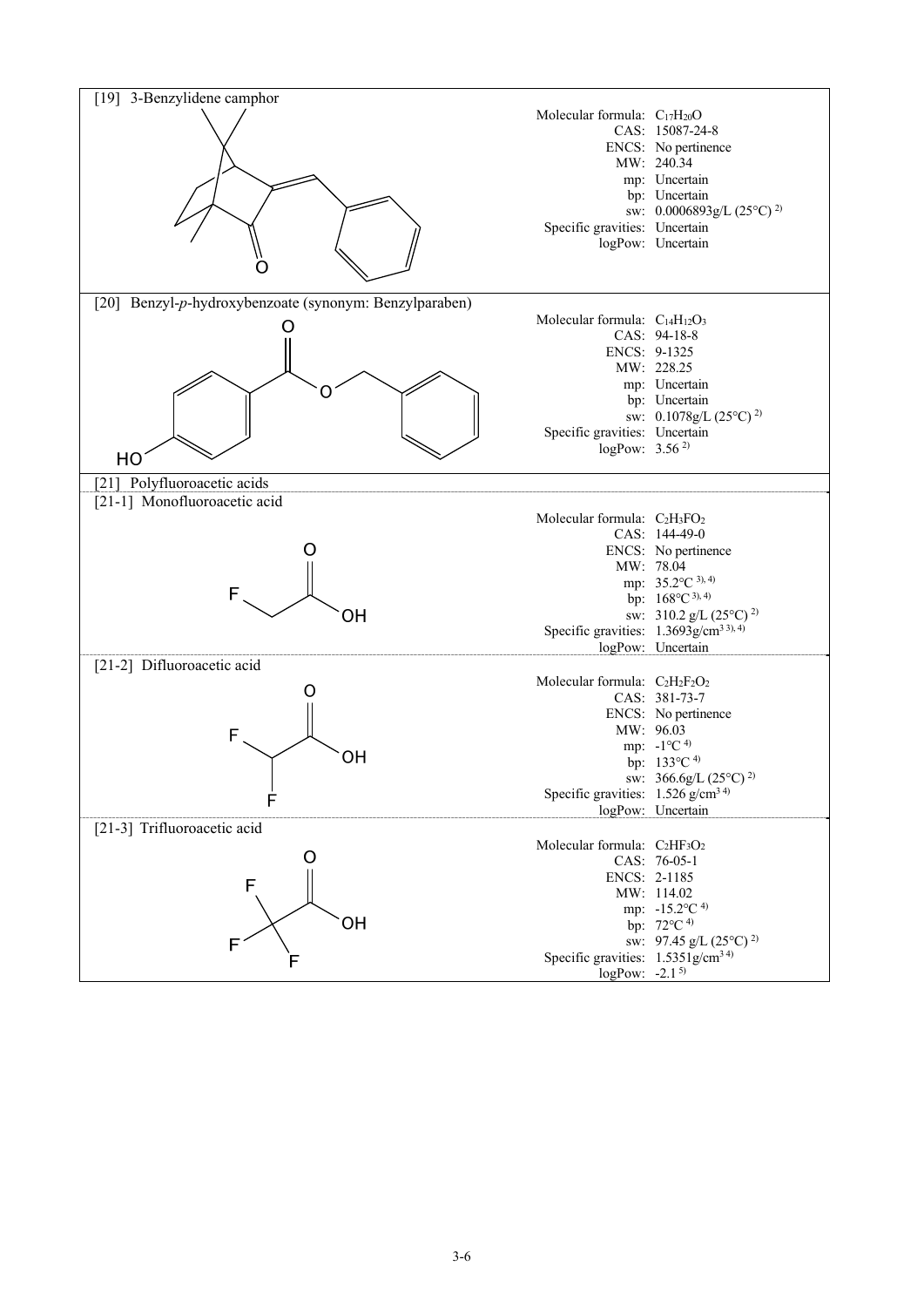## [19] 3-Benzylidene camphor

Molecular formula: $C_{17}H_{20}O$
CAS: 15087-24-8
ENCS: No pertinence
MW: 240.34
mp: Uncertain
bp: Uncertain
sw: 0.0006893g/L (25°C) [2)]
Specific gravities: Uncertain
logPow: Uncertain

## [20] Benzyl-*p*-hydroxybenzoate (synonym: Benzylparaben)

Molecular formula: $C_{14}H_{12}O_3$
CAS: 94-18-8
ENCS: 9-1325
MW: 228.25
mp: Uncertain
bp: Uncertain
sw: 0.1078g/L (25°C) [2)]
Specific gravities: Uncertain
logPow: 3.56 [2)]

## [21] Polyfluoroacetic acids

### [21-1] Monofluoroacetic acid

Molecular formula: $C_2H_3FO_2$
CAS: 144-49-0
ENCS: No pertinence
MW: 78.04
mp: 35.2°C [3), 4)]
bp: 168°C [3), 4)]
sw: 310.2 g/L (25°C) [2)]
Specific gravities: 1.3693g/$cm^3$ [3), 4)]
logPow: Uncertain

### [21-2] Difluoroacetic acid

Molecular formula: $C_2H_2F_2O_2$
CAS: 381-73-7
ENCS: No pertinence
MW: 96.03
mp: -1°C [4)]
bp: 133°C [4)]
sw: 366.6g/L (25°C) [2)]
Specific gravities: 1.526 g/$cm^3$ [4)]
logPow: Uncertain

### [21-3] Trifluoroacetic acid

Molecular formula: $C_2HF_3O_2$
CAS: 76-05-1
ENCS: 2-1185
MW: 114.02
mp: -15.2°C [4)]
bp: 72°C [4)]
sw: 97.45 g/L (25°C) [2)]
Specific gravities: 1.5351g/$cm^3$ [4)]
logPow: -2.1 [5)]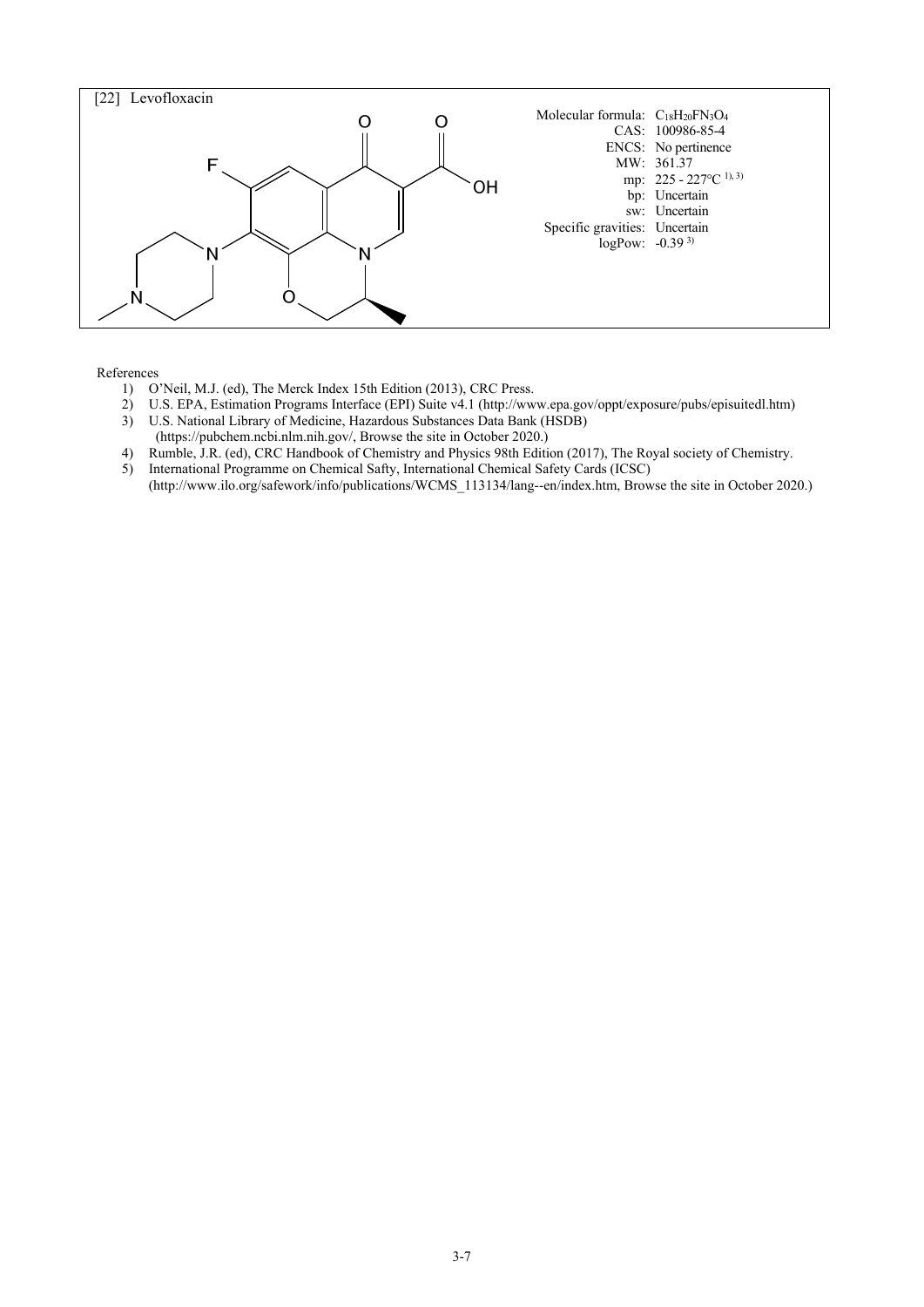[22] Levofloxacin

| | |
|---|---|
| Molecular formula: | $C_{18}H_{20}FN_3O_4$ |
| CAS: | 100986-85-4 |
| ENCS: | No pertinence |
| MW: | 361.37 |
| mp: | 225 - 227°C [1), 3)] |
| bp: | Uncertain |
| sw: | Uncertain |
| Specific gravities: | Uncertain |
| logPow: | -0.39 [3)] |

References

1) O'Neil, M.J. (ed), The Merck Index 15th Edition (2013), CRC Press.
2) U.S. EPA, Estimation Programs Interface (EPI) Suite v4.1 (http://www.epa.gov/oppt/exposure/pubs/episuitedl.htm)
3) U.S. National Library of Medicine, Hazardous Substances Data Bank (HSDB) (https://pubchem.ncbi.nlm.nih.gov/, Browse the site in October 2020.)
4) Rumble, J.R. (ed), CRC Handbook of Chemistry and Physics 98th Edition (2017), The Royal society of Chemistry.
5) International Programme on Chemical Safty, International Chemical Safety Cards (ICSC) (http://www.ilo.org/safework/info/publications/WCMS_113134/lang--en/index.htm, Browse the site in October 2020.)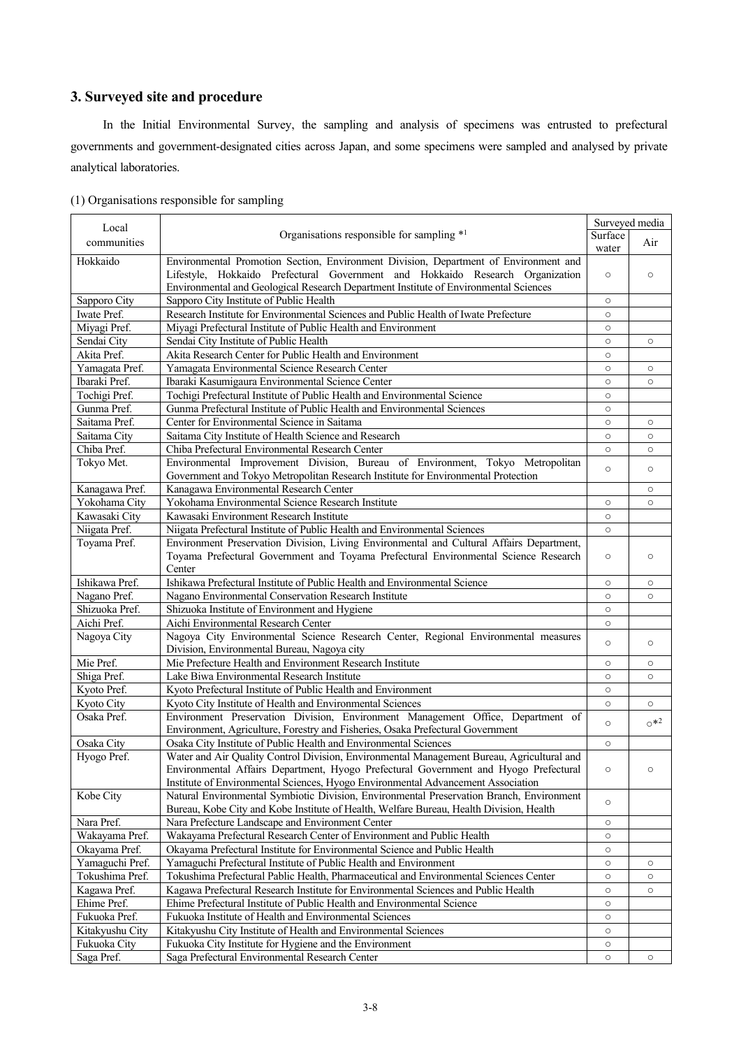## 3. Surveyed site and procedure

In the Initial Environmental Survey, the sampling and analysis of specimens was entrusted to prefectural governments and government-designated cities across Japan, and some specimens were sampled and analysed by private analytical laboratories.

(1) Organisations responsible for sampling

| Local communities | Organisations responsible for sampling *1 | Surveyed media | |
|---|---|---|---|
| | | Surface water | Air |
| Hokkaido | Environmental Promotion Section, Environment Division, Department of Environment and Lifestyle, Hokkaido Prefectural Government and Hokkaido Research Organization Environmental and Geological Research Department Institute of Environmental Sciences | ○ | ○ |
| Sapporo City | Sapporo City Institute of Public Health | ○ | |
| Iwate Pref. | Research Institute for Environmental Sciences and Public Health of Iwate Prefecture | ○ | |
| Miyagi Pref. | Miyagi Prefectural Institute of Public Health and Environment | ○ | |
| Sendai City | Sendai City Institute of Public Health | ○ | ○ |
| Akita Pref. | Akita Research Center for Public Health and Environment | ○ | |
| Yamagata Pref. | Yamagata Environmental Science Research Center | ○ | ○ |
| Ibaraki Pref. | Ibaraki Kasumigaura Environmental Science Center | ○ | ○ |
| Tochigi Pref. | Tochigi Prefectural Institute of Public Health and Environmental Science | ○ | |
| Gunma Pref. | Gunma Prefectural Institute of Public Health and Environmental Sciences | ○ | |
| Saitama Pref. | Center for Environmental Science in Saitama | ○ | ○ |
| Saitama City | Saitama City Institute of Health Science and Research | ○ | ○ |
| Chiba Pref. | Chiba Prefectural Environmental Research Center | ○ | ○ |
| Tokyo Met. | Environmental Improvement Division, Bureau of Environment, Tokyo Metropolitan Government and Tokyo Metropolitan Research Institute for Environmental Protection | ○ | ○ |
| Kanagawa Pref. | Kanagawa Environmental Research Center | | ○ |
| Yokohama City | Yokohama Environmental Science Research Institute | ○ | ○ |
| Kawasaki City | Kawasaki Environment Research Institute | ○ | |
| Niigata Pref. | Niigata Prefectural Institute of Public Health and Environmental Sciences | ○ | |
| Toyama Pref. | Environment Preservation Division, Living Environmental and Cultural Affairs Department, Toyama Prefectural Government and Toyama Prefectural Environmental Science Research Center | ○ | ○ |
| Ishikawa Pref. | Ishikawa Prefectural Institute of Public Health and Environmental Science | ○ | ○ |
| Nagano Pref. | Nagano Environmental Conservation Research Institute | ○ | ○ |
| Shizuoka Pref. | Shizuoka Institute of Environment and Hygiene | ○ | |
| Aichi Pref. | Aichi Environmental Research Center | ○ | |
| Nagoya City | Nagoya City Environmental Science Research Center, Regional Environmental measures Division, Environmental Bureau, Nagoya city | ○ | ○ |
| Mie Pref. | Mie Prefecture Health and Environment Research Institute | ○ | ○ |
| Shiga Pref. | Lake Biwa Environmental Research Institute | ○ | ○ |
| Kyoto Pref. | Kyoto Prefectural Institute of Public Health and Environment | ○ | |
| Kyoto City | Kyoto City Institute of Health and Environmental Sciences | ○ | ○ |
| Osaka Pref. | Environment Preservation Division, Environment Management Office, Department of Environment, Agriculture, Forestry and Fisheries, Osaka Prefectural Government | ○ | ○*2 |
| Osaka City | Osaka City Institute of Public Health and Environmental Sciences | ○ | |
| Hyogo Pref. | Water and Air Quality Control Division, Environmental Management Bureau, Agricultural and Environmental Affairs Department, Hyogo Prefectural Government and Hyogo Prefectural Institute of Environmental Sciences, Hyogo Environmental Advancement Association | ○ | ○ |
| Kobe City | Natural Environmental Symbiotic Division, Environmental Preservation Branch, Environment Bureau, Kobe City and Kobe Institute of Health, Welfare Bureau, Health Division, Health | ○ | |
| Nara Pref. | Nara Prefecture Landscape and Environment Center | ○ | |
| Wakayama Pref. | Wakayama Prefectural Research Center of Environment and Public Health | ○ | |
| Okayama Pref. | Okayama Prefectural Institute for Environmental Science and Public Health | ○ | |
| Yamaguchi Pref. | Yamaguchi Prefectural Institute of Public Health and Environment | ○ | ○ |
| Tokushima Pref. | Tokushima Prefectural Pablic Health, Pharmaceutical and Environmental Sciences Center | ○ | ○ |
| Kagawa Pref. | Kagawa Prefectural Research Institute for Environmental Sciences and Public Health | ○ | ○ |
| Ehime Pref. | Ehime Prefectural Institute of Public Health and Environmental Science | ○ | |
| Fukuoka Pref. | Fukuoka Institute of Health and Environmental Sciences | ○ | |
| Kitakyushu City | Kitakyushu City Institute of Health and Environmental Sciences | ○ | |
| Fukuoka City | Fukuoka City Institute for Hygiene and the Environment | ○ | |
| Saga Pref. | Saga Prefectural Environmental Research Center | ○ | ○ |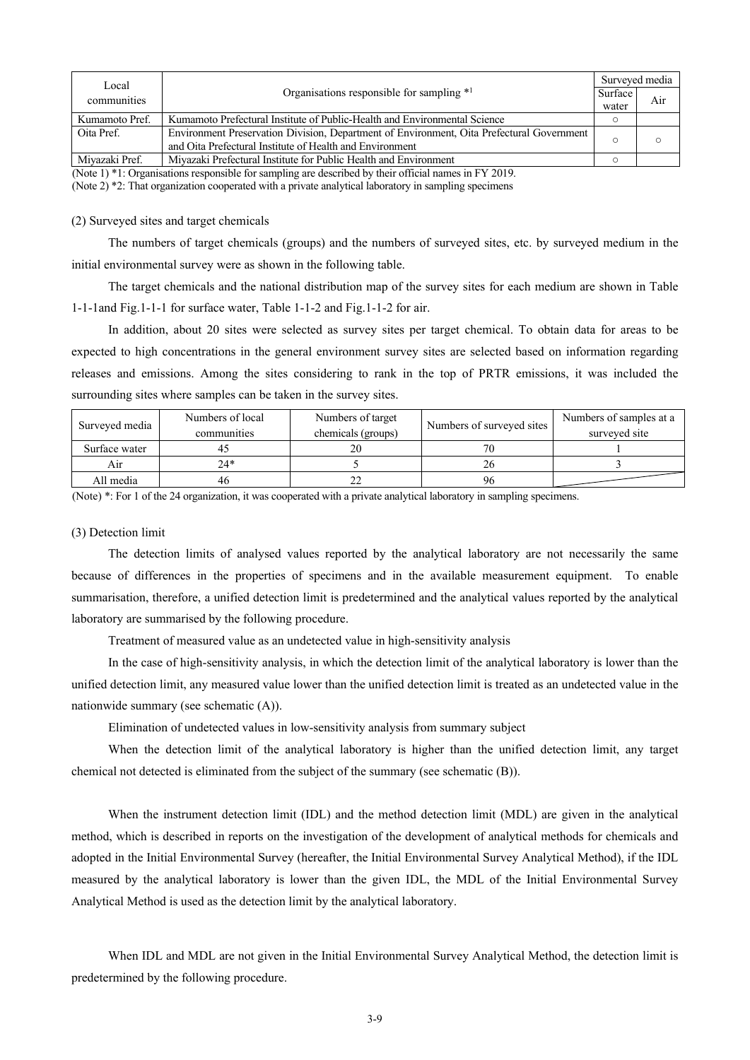| Local communities | Organisations responsible for sampling *1 | Surveyed media | |
|---|---|---|---|
| | | Surface water | Air |
| Kumamoto Pref. | Kumamoto Prefectural Institute of Public-Health and Environmental Science | ○ | |
| Oita Pref. | Environment Preservation Division, Department of Environment, Oita Prefectural Government and Oita Prefectural Institute of Health and Environment | ○ | ○ |
| Miyazaki Pref. | Miyazaki Prefectural Institute for Public Health and Environment | ○ | |

(Note 1) *1: Organisations responsible for sampling are described by their official names in FY 2019.

(Note 2) *2: That organization cooperated with a private analytical laboratory in sampling specimens

(2) Surveyed sites and target chemicals

The numbers of target chemicals (groups) and the numbers of surveyed sites, etc. by surveyed medium in the initial environmental survey were as shown in the following table.

The target chemicals and the national distribution map of the survey sites for each medium are shown in Table 1-1-1and Fig.1-1-1 for surface water, Table 1-1-2 and Fig.1-1-2 for air.

In addition, about 20 sites were selected as survey sites per target chemical. To obtain data for areas to be expected to high concentrations in the general environment survey sites are selected based on information regarding releases and emissions. Among the sites considering to rank in the top of PRTR emissions, it was included the surrounding sites where samples can be taken in the survey sites.

| Surveyed media | Numbers of local communities | Numbers of target chemicals (groups) | Numbers of surveyed sites | Numbers of samples at a surveyed site |
|---|---|---|---|---|
| Surface water | 45 | 20 | 70 | 1 |
| Air | 24* | 5 | 26 | 3 |
| All media | 46 | 22 | 96 | |

(Note) *: For 1 of the 24 organization, it was cooperated with a private analytical laboratory in sampling specimens.

(3) Detection limit

The detection limits of analysed values reported by the analytical laboratory are not necessarily the same because of differences in the properties of specimens and in the available measurement equipment. To enable summarisation, therefore, a unified detection limit is predetermined and the analytical values reported by the analytical laboratory are summarised by the following procedure.

Treatment of measured value as an undetected value in high-sensitivity analysis

In the case of high-sensitivity analysis, in which the detection limit of the analytical laboratory is lower than the unified detection limit, any measured value lower than the unified detection limit is treated as an undetected value in the nationwide summary (see schematic (A)).

Elimination of undetected values in low-sensitivity analysis from summary subject

When the detection limit of the analytical laboratory is higher than the unified detection limit, any target chemical not detected is eliminated from the subject of the summary (see schematic (B)).

When the instrument detection limit (IDL) and the method detection limit (MDL) are given in the analytical method, which is described in reports on the investigation of the development of analytical methods for chemicals and adopted in the Initial Environmental Survey (hereafter, the Initial Environmental Survey Analytical Method), if the IDL measured by the analytical laboratory is lower than the given IDL, the MDL of the Initial Environmental Survey Analytical Method is used as the detection limit by the analytical laboratory.

When IDL and MDL are not given in the Initial Environmental Survey Analytical Method, the detection limit is predetermined by the following procedure.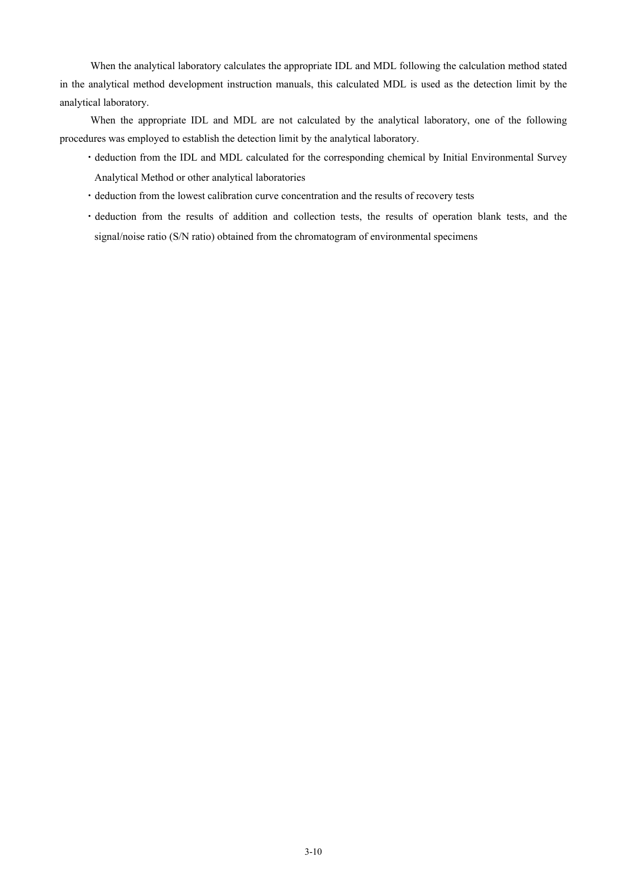When the analytical laboratory calculates the appropriate IDL and MDL following the calculation method stated in the analytical method development instruction manuals, this calculated MDL is used as the detection limit by the analytical laboratory.

When the appropriate IDL and MDL are not calculated by the analytical laboratory, one of the following procedures was employed to establish the detection limit by the analytical laboratory.

- deduction from the IDL and MDL calculated for the corresponding chemical by Initial Environmental Survey Analytical Method or other analytical laboratories
- deduction from the lowest calibration curve concentration and the results of recovery tests
- deduction from the results of addition and collection tests, the results of operation blank tests, and the signal/noise ratio (S/N ratio) obtained from the chromatogram of environmental specimens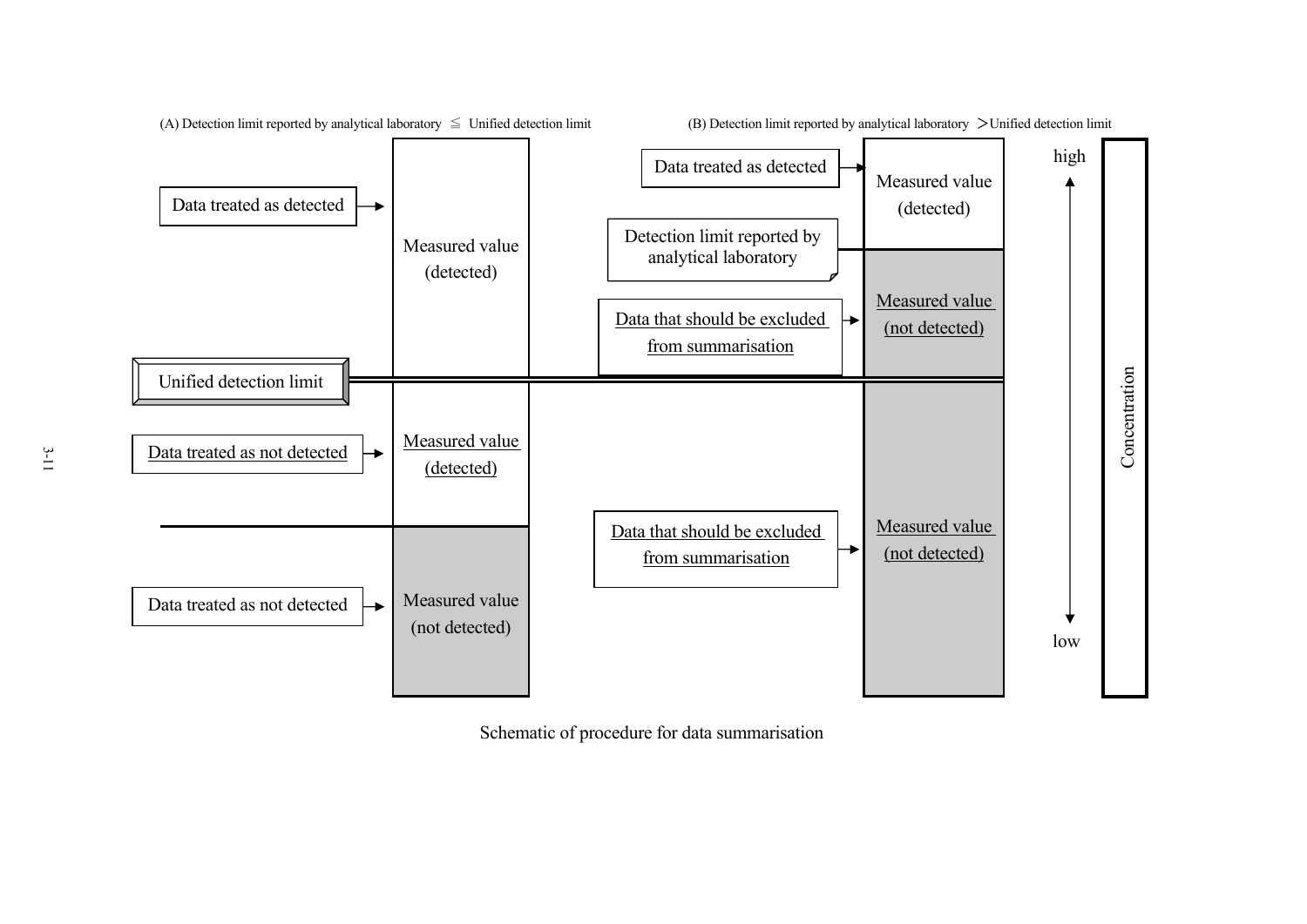(A) Detection limit reported by analytical laboratory ≦ Unified detection limit

(B) Detection limit reported by analytical laboratory ＞Unified detection limit

| Label | (A) Measured value | Label | (B) Measured value |
|---|---|---|---|
| Data treated as detected | Measured value (detected) | Data treated as detected | Measured value (detected) |
| | | Detection limit reported by analytical laboratory | |
| | | Data that should be excluded from summarisation | Measured value (not detected) |
| **Unified detection limit** | | | |
| Data treated as not detected | Measured value (detected) | Data that should be excluded from summarisation | Measured value (not detected) |
| Data treated as not detected | Measured value (not detected) | | |

Concentration: high ↔ low

Schematic of procedure for data summarisation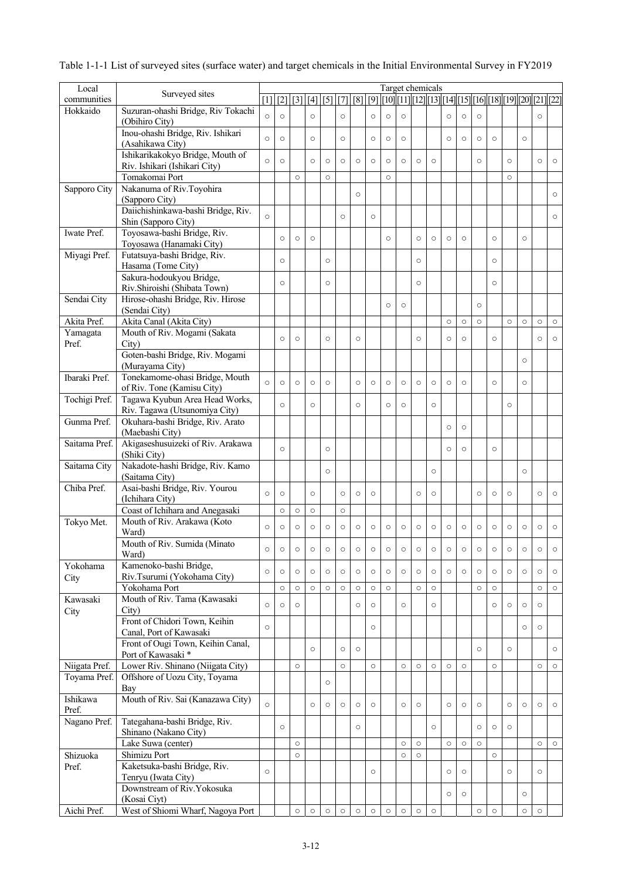Table 1-1-1 List of surveyed sites (surface water) and target chemicals in the Initial Environmental Survey in FY2019

| Local communities | Surveyed sites | Target chemicals | | | | | | | | | | | | | | | | | | | |
|---|---|---|---|---|---|---|---|---|---|---|---|---|---|---|---|---|---|---|---|---|---|
| | | [1] | [2] | [3] | [4] | [5] | [7] | [8] | [9] | [10] | [11] | [12] | [13] | [14] | [15] | [16] | [18] | [19] | [20] | [21] | [22] |
| Hokkaido | Suzuran-ohashi Bridge, Riv Tokachi (Obihiro City) | ○ | ○ | | ○ | | ○ | | ○ | ○ | ○ | | | ○ | ○ | ○ | | | | ○ | |
| | Inou-ohashi Bridge, Riv. Ishikari (Asahikawa City) | ○ | ○ | | ○ | | ○ | | ○ | ○ | ○ | | | ○ | ○ | ○ | ○ | | ○ | | |
| | Ishikarikakokyo Bridge, Mouth of Riv. Ishikari (Ishikari City) | ○ | ○ | | ○ | ○ | ○ | ○ | ○ | ○ | ○ | ○ | ○ | | | ○ | | ○ | | ○ | ○ |
| | Tomakomai Port | | | ○ | | ○ | | | | ○ | | | | | | | | ○ | | | |
| Sapporo City | Nakanuma of Riv.Toyohira (Sapporo City) | | | | | | | ○ | | | | | | | | | | | | | ○ |
| | Daiichishinkawa-bashi Bridge, Riv. Shin (Sapporo City) | ○ | | | | | ○ | | ○ | | | | | | | | | | | | ○ |
| Iwate Pref. | Toyosawa-bashi Bridge, Riv. Toyosawa (Hanamaki City) | | ○ | ○ | ○ | | | | | ○ | | ○ | ○ | ○ | ○ | | ○ | | ○ | | |
| Miyagi Pref. | Futatsuya-bashi Bridge, Riv. Hasama (Tome City) | | ○ | | | ○ | | | | | | ○ | | | | | ○ | | | | |
| | Sakura-hodoukyou Bridge, Riv.Shiroishi (Shibata Town) | | ○ | | | ○ | | | | | | ○ | | | | | ○ | | | | |
| Sendai City | Hirose-ohashi Bridge, Riv. Hirose (Sendai City) | | | | | | | | | ○ | ○ | | | | | ○ | | | | | |
| Akita Pref. | Akita Canal (Akita City) | | | | | | | | | | | | | ○ | ○ | ○ | | ○ | ○ | ○ | ○ |
| Yamagata Pref. | Mouth of Riv. Mogami (Sakata City) | | ○ | ○ | | ○ | | ○ | | | | ○ | | ○ | ○ | | ○ | | | ○ | ○ |
| | Goten-bashi Bridge, Riv. Mogami (Murayama City) | | | | | | | | | | | | | | | | | | ○ | | |
| Ibaraki Pref. | Tonekamome-ohasi Bridge, Mouth of Riv. Tone (Kamisu City) | ○ | ○ | ○ | ○ | ○ | | ○ | ○ | ○ | ○ | ○ | ○ | ○ | ○ | | ○ | | ○ | | |
| Tochigi Pref. | Tagawa Kyubun Area Head Works, Riv. Tagawa (Utsunomiya City) | | ○ | | ○ | | | ○ | | ○ | ○ | | ○ | | | | | ○ | | | |
| Gunma Pref. | Okuhara-bashi Bridge, Riv. Arato (Maebashi City) | | | | | | | | | | | | | ○ | ○ | | | | | | |
| Saitama Pref. | Akigaseshusuizeki of Riv. Arakawa (Shiki City) | | ○ | | | ○ | | | | | | | | ○ | ○ | | ○ | | | | |
| Saitama City | Nakadote-hashi Bridge, Riv. Kamo (Saitama City) | | | | | ○ | | | | | | | ○ | | | | | | ○ | | |
| Chiba Pref. | Asai-bashi Bridge, Riv. Yourou (Ichihara City) | ○ | ○ | | ○ | | ○ | ○ | ○ | | | ○ | ○ | | | ○ | ○ | ○ | | ○ | ○ |
| | Coast of Ichihara and Anegasaki | | ○ | ○ | ○ | | ○ | | | | | | | | | | | | | | |
| Tokyo Met. | Mouth of Riv. Arakawa (Koto Ward) | ○ | ○ | ○ | ○ | ○ | ○ | ○ | ○ | ○ | ○ | ○ | ○ | ○ | ○ | ○ | ○ | ○ | ○ | ○ | ○ |
| | Mouth of Riv. Sumida (Minato Ward) | ○ | ○ | ○ | ○ | ○ | ○ | ○ | ○ | ○ | ○ | ○ | ○ | ○ | ○ | ○ | ○ | ○ | ○ | ○ | ○ |
| Yokohama City | Kamenoko-bashi Bridge, Riv.Tsurumi (Yokohama City) | ○ | ○ | ○ | ○ | ○ | ○ | ○ | ○ | ○ | ○ | ○ | ○ | ○ | ○ | ○ | ○ | ○ | ○ | ○ | ○ |
| | Yokohama Port | | ○ | ○ | ○ | ○ | ○ | ○ | ○ | ○ | | ○ | ○ | | | ○ | ○ | | | ○ | ○ |
| Kawasaki City | Mouth of Riv. Tama (Kawasaki City) | ○ | ○ | ○ | | | | ○ | ○ | | ○ | | ○ | | | | ○ | ○ | ○ | ○ | |
| | Front of Chidori Town, Keihin Canal, Port of Kawasaki | ○ | | | | | | | ○ | | | | | | | | | | ○ | ○ | |
| | Front of Ougi Town, Keihin Canal, Port of Kawasaki * | | | | ○ | | ○ | ○ | | | | | | | | ○ | | ○ | | | ○ |
| Niigata Pref. | Lower Riv. Shinano (Niigata City) | | | ○ | | | ○ | | ○ | | ○ | ○ | ○ | ○ | ○ | | ○ | | | ○ | ○ |
| Toyama Pref. | Offshore of Uozu City, Toyama Bay | | | | | ○ | | | | | | | | | | | | | | | |
| Ishikawa Pref. | Mouth of Riv. Sai (Kanazawa City) | ○ | | | ○ | ○ | ○ | ○ | ○ | | ○ | ○ | | ○ | ○ | ○ | | ○ | ○ | ○ | ○ |
| Nagano Pref. | Tategahana-bashi Bridge, Riv. Shinano (Nakano City) | | ○ | | | | | ○ | | | | | ○ | | | ○ | ○ | ○ | | | |
| | Lake Suwa (center) | | | ○ | | | | | | | ○ | ○ | | ○ | ○ | ○ | | | | ○ | ○ |
| Shizuoka Pref. | Shimizu Port | | | ○ | | | | | | | ○ | ○ | | | | | ○ | | | | |
| | Kaketsuka-bashi Bridge, Riv. Tenryu (Iwata City) | ○ | | | | | | | ○ | | | | | ○ | ○ | | | ○ | | ○ | |
| | Downstream of Riv.Yokosuka (Kosai Ciyt) | | | | | | | | | | | | | ○ | ○ | | | | ○ | | |
| Aichi Pref. | West of Shiomi Wharf, Nagoya Port | | | ○ | ○ | ○ | ○ | ○ | ○ | ○ | ○ | ○ | ○ | | | ○ | ○ | | ○ | ○ | |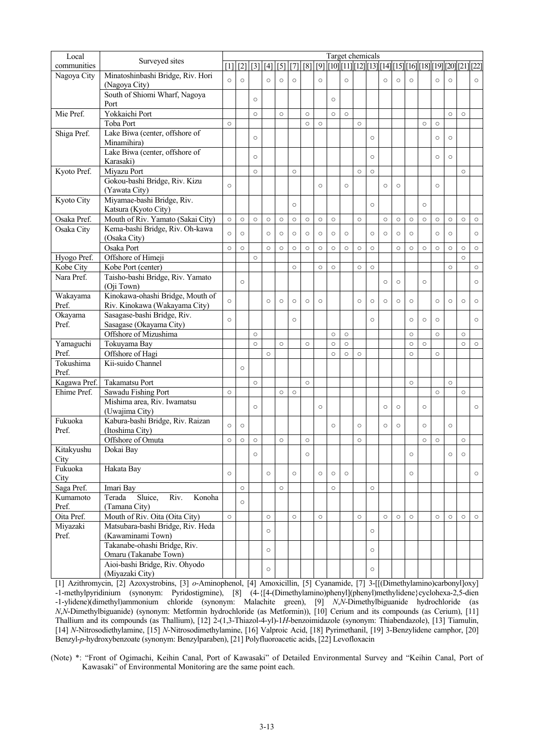| Local communities | Surveyed sites | Target chemicals | | | | | | | | | | | | | | | | | | | |
|---|---|---|---|---|---|---|---|---|---|---|---|---|---|---|---|---|---|---|---|---|---|
| | | [1] | [2] | [3] | [4] | [5] | [7] | [8] | [9] | [10] | [11] | [12] | [13] | [14] | [15] | [16] | [18] | [19] | [20] | [21] | [22] |
| Nagoya City | Minatoshinbashi Bridge, Riv. Hori (Nagoya City) | ○ | ○ | | ○ | ○ | ○ | | ○ | | ○ | | | ○ | ○ | ○ | | ○ | ○ | | ○ |
| | South of Shiomi Wharf, Nagoya Port | | | ○ | | | | | | ○ | | | | | | | | | | | |
| Mie Pref. | Yokkaichi Port | | | ○ | | ○ | | ○ | | ○ | ○ | | | | | | | | ○ | ○ | |
| | Toba Port | ○ | | | | | | ○ | ○ | | | ○ | | | | | ○ | ○ | | | |
| Shiga Pref. | Lake Biwa (center, offshore of Minamihira) | | | ○ | | | | | | | | | ○ | | | | | ○ | ○ | | |
| | Lake Biwa (center, offshore of Karasaki) | | | ○ | | | | | | | | | ○ | | | | | ○ | ○ | | |
| Kyoto Pref. | Miyazu Port | | | ○ | | | ○ | | | | | ○ | ○ | | | | | | | ○ | |
| | Gokou-bashi Bridge, Riv. Kizu (Yawata City) | ○ | | | | | | | ○ | | ○ | | | ○ | ○ | | | ○ | | | |
| Kyoto City | Miyamae-bashi Bridge, Riv. Katsura (Kyoto City) | | | | | | ○ | | | | | | ○ | | | | ○ | | | | |
| Osaka Pref. | Mouth of Riv. Yamato (Sakai City) | ○ | ○ | ○ | ○ | ○ | ○ | ○ | ○ | ○ | | ○ | | ○ | ○ | ○ | ○ | ○ | ○ | ○ | ○ |
| Osaka City | Kema-bashi Bridge, Riv. Oh-kawa (Osaka City) | ○ | ○ | | ○ | ○ | ○ | ○ | ○ | ○ | ○ | | ○ | ○ | ○ | ○ | | ○ | ○ | | ○ |
| | Osaka Port | ○ | ○ | | ○ | ○ | ○ | ○ | ○ | ○ | ○ | ○ | ○ | | ○ | ○ | ○ | ○ | ○ | ○ | ○ |
| Hyogo Pref. | Offshore of Himeji | | | ○ | | | | | | | | | | | | | | | | ○ | |
| Kobe City | Kobe Port (center) | | | | | | ○ | | ○ | ○ | | ○ | ○ | | | | | | ○ | | ○ |
| Nara Pref. | Taisho-bashi Bridge, Riv. Yamato (Oji Town) | | ○ | | | | | | | | | | | ○ | ○ | | ○ | | | | ○ |
| Wakayama Pref. | Kinokawa-ohashi Bridge, Mouth of Riv. Kinokawa (Wakayama City) | ○ | | | ○ | ○ | ○ | ○ | ○ | | | ○ | ○ | ○ | ○ | ○ | | ○ | ○ | ○ | ○ |
| Okayama Pref. | Sasagase-bashi Bridge, Riv. Sasagase (Okayama City) | ○ | | | | | ○ | | | | | | ○ | | | ○ | ○ | ○ | | | ○ |
| | Offshore of Mizushima | | | ○ | | | | | | ○ | ○ | | | | | ○ | | ○ | | ○ | |
| Yamaguchi Pref. | Tokuyama Bay | | | ○ | | ○ | | ○ | | ○ | ○ | | | | | ○ | ○ | | | ○ | ○ |
| | Offshore of Hagi | | | | ○ | | | | | ○ | ○ | ○ | | | | ○ | | ○ | | | |
| Tokushima Pref. | Kii-suido Channel | | ○ | | | | | | | | | | | | | | | | | | |
| Kagawa Pref. | Takamatsu Port | | | ○ | | | | ○ | | | | | | | | ○ | | | ○ | | |
| Ehime Pref. | Sawadu Fishing Port | ○ | | | | ○ | ○ | | | | | | | | | | | ○ | | ○ | |
| | Mishima area, Riv. Iwamatsu (Uwajima City) | | | ○ | | | | | ○ | | | | | ○ | ○ | | ○ | | | | ○ |
| Fukuoka Pref. | Kabura-bashi Bridge, Riv. Raizan (Itoshima City) | ○ | ○ | | | | | | | ○ | | ○ | | ○ | ○ | | ○ | | ○ | | |
| | Offshore of Omuta | ○ | ○ | ○ | | ○ | | ○ | | | | ○ | | | | | ○ | ○ | | ○ | |
| Kitakyushu City | Dokai Bay | | | ○ | | | | ○ | | | | | | | | ○ | | | ○ | ○ | |
| Fukuoka City | Hakata Bay | ○ | | | ○ | | ○ | | ○ | ○ | ○ | | | | | ○ | | | | | ○ |
| Saga Pref. | Imari Bay | | ○ | | | ○ | | | | ○ | | | ○ | | | | | | | | |
| Kumamoto Pref. | Terada Sluice, Riv. Konoha (Tamana City) | | ○ | | | | | | | | | | | | | | | | | | |
| Oita Pref. | Mouth of Riv. Oita (Oita City) | ○ | | | ○ | | ○ | | ○ | | | ○ | | ○ | ○ | ○ | | ○ | ○ | ○ | ○ |
| Miyazaki Pref. | Matsubara-bashi Bridge, Riv. Heda (Kawaminami Town) | | | | ○ | | | | | | | | ○ | | | | | | | | |
| | Takanabe-ohashi Bridge, Riv. Omaru (Takanabe Town) | | | | ○ | | | | | | | | ○ | | | | | | | | |
| | Aioi-bashi Bridge, Riv. Ohyodo (Miyazaki City) | | | | ○ | | | | | | | | ○ | | | | | | | | |

[1] Azithromycin, [2] Azoxystrobins, [3] *o*-Aminophenol, [4] Amoxicillin, [5] Cyanamide, [7] 3-[[(Dimethylamino)carbonyl]oxy]-1-methylpyridinium (synonym: Pyridostigmine), [8] (4-{[4-(Dimethylamino)phenyl](phenyl)methylidene}cyclohexa-2,5-dien-1-ylidene)(dimethyl)ammonium chloride (synonym: Malachite green), [9] *N*,*N*-Dimethylbiguanide hydrochloride (as *N*,*N*-Dimethylbiguanide) (synonym: Metformin hydrochloride (as Metformin)), [10] Cerium and its compounds (as Cerium), [11] Thallium and its compounds (as Thallium), [12] 2-(1,3-Thiazol-4-yl)-1*H*-benzoimidazole (synonym: Thiabendazole), [13] Tiamulin, [14] *N*-Nitrosodiethylamine, [15] *N*-Nitrosodimethylamine, [16] Valproic Acid, [18] Pyrimethanil, [19] 3-Benzylidene camphor, [20] Benzyl-*p*-hydroxybenzoate (synonym: Benzylparaben), [21] Polyfluoroacetic acids, [22] Levofloxacin

(Note) *: "Front of Ogimachi, Keihin Canal, Port of Kawasaki" of Detailed Environmental Survey and "Keihin Canal, Port of Kawasaki" of Environmental Monitoring are the same point each.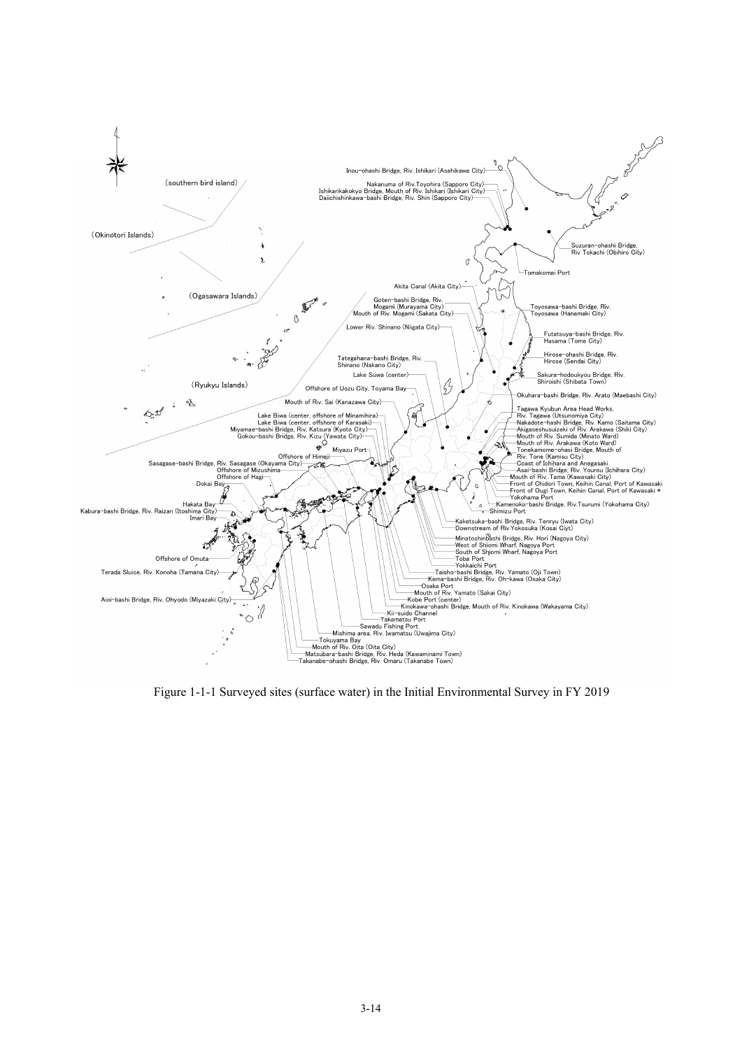Figure 1-1-1 Surveyed sites (surface water) in the Initial Environmental Survey in FY 2019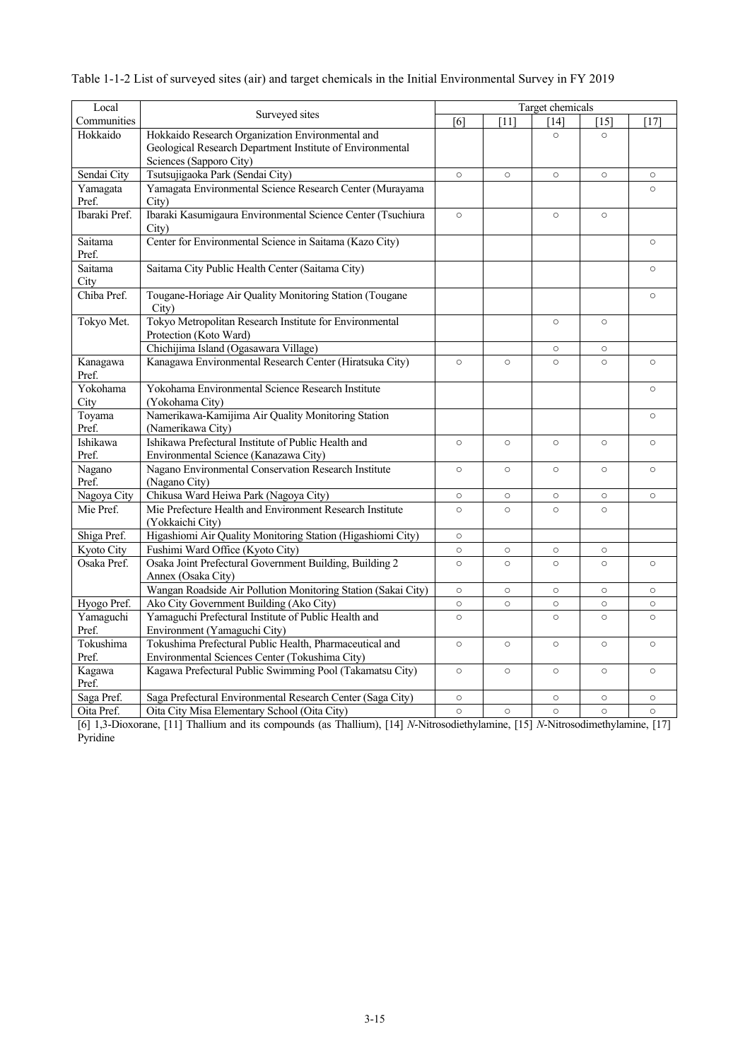Table 1-1-2 List of surveyed sites (air) and target chemicals in the Initial Environmental Survey in FY 2019

| Local Communities | Surveyed sites | Target chemicals | | | | |
|---|---|---|---|---|---|---|
| | | [6] | [11] | [14] | [15] | [17] |
| Hokkaido | Hokkaido Research Organization Environmental and Geological Research Department Institute of Environmental Sciences (Sapporo City) | | | ○ | ○ | |
| Sendai City | Tsutsujigaoka Park (Sendai City) | ○ | ○ | ○ | ○ | ○ |
| Yamagata Pref. | Yamagata Environmental Science Research Center (Murayama City) | | | | | ○ |
| Ibaraki Pref. | Ibaraki Kasumigaura Environmental Science Center (Tsuchiura City) | ○ | | ○ | ○ | |
| Saitama Pref. | Center for Environmental Science in Saitama (Kazo City) | | | | | ○ |
| Saitama City | Saitama City Public Health Center (Saitama City) | | | | | ○ |
| Chiba Pref. | Tougane-Horiage Air Quality Monitoring Station (Tougane City) | | | | | ○ |
| Tokyo Met. | Tokyo Metropolitan Research Institute for Environmental Protection (Koto Ward) | | | ○ | ○ | |
| | Chichijima Island (Ogasawara Village) | | | ○ | ○ | |
| Kanagawa Pref. | Kanagawa Environmental Research Center (Hiratsuka City) | ○ | ○ | ○ | ○ | ○ |
| Yokohama City | Yokohama Environmental Science Research Institute (Yokohama City) | | | | | ○ |
| Toyama Pref. | Namerikawa-Kamijima Air Quality Monitoring Station (Namerikawa City) | | | | | ○ |
| Ishikawa Pref. | Ishikawa Prefectural Institute of Public Health and Environmental Science (Kanazawa City) | ○ | ○ | ○ | ○ | ○ |
| Nagano Pref. | Nagano Environmental Conservation Research Institute (Nagano City) | ○ | ○ | ○ | ○ | ○ |
| Nagoya City | Chikusa Ward Heiwa Park (Nagoya City) | ○ | ○ | ○ | ○ | ○ |
| Mie Pref. | Mie Prefecture Health and Environment Research Institute (Yokkaichi City) | ○ | ○ | ○ | ○ | |
| Shiga Pref. | Higashiomi Air Quality Monitoring Station (Higashiomi City) | ○ | | | | |
| Kyoto City | Fushimi Ward Office (Kyoto City) | ○ | ○ | ○ | ○ | |
| Osaka Pref. | Osaka Joint Prefectural Government Building, Building 2 Annex (Osaka City) | ○ | ○ | ○ | ○ | ○ |
| | Wangan Roadside Air Pollution Monitoring Station (Sakai City) | ○ | ○ | ○ | ○ | ○ |
| Hyogo Pref. | Ako City Government Building (Ako City) | ○ | ○ | ○ | ○ | ○ |
| Yamaguchi Pref. | Yamaguchi Prefectural Institute of Public Health and Environment (Yamaguchi City) | ○ | | ○ | ○ | ○ |
| Tokushima Pref. | Tokushima Prefectural Public Health, Pharmaceutical and Environmental Sciences Center (Tokushima City) | ○ | ○ | ○ | ○ | ○ |
| Kagawa Pref. | Kagawa Prefectural Public Swimming Pool (Takamatsu City) | ○ | ○ | ○ | ○ | ○ |
| Saga Pref. | Saga Prefectural Environmental Research Center (Saga City) | ○ | | ○ | ○ | ○ |
| Oita Pref. | Oita City Misa Elementary School (Oita City) | ○ | ○ | ○ | ○ | ○ |

[6] 1,3-Dioxorane, [11] Thallium and its compounds (as Thallium), [14] *N*-Nitrosodiethylamine, [15] *N*-Nitrosodimethylamine, [17] Pyridine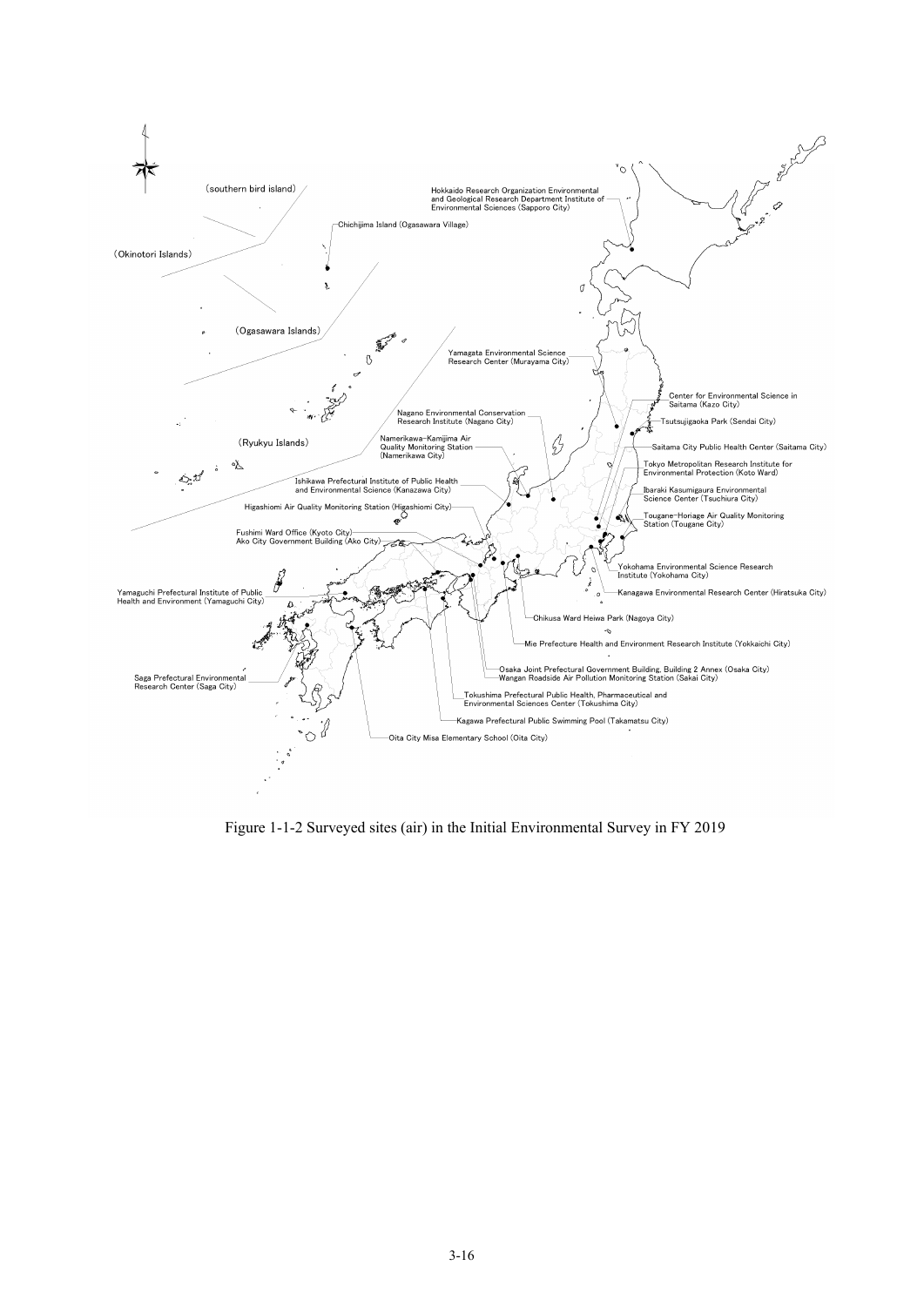(southern bird island)

Hokkaido Research Organization Environmental and Geological Research Department Institute of Environmental Sciences (Sapporo City)

Chichijima Island (Ogasawara Village)

(Okinotori Islands)

(Ogasawara Islands)

Yamagata Environmental Science Research Center (Murayama City)

Center for Environmental Science in Saitama (Kazo City)

Nagano Environmental Conservation Research Institute (Nagano City)

Tsutsujigaoka Park (Sendai City)

(Ryukyu Islands)

Namerikawa-Kamijima Air Quality Monitoring Station (Namerikawa City)

Saitama City Public Health Center (Saitama City)

Tokyo Metropolitan Research Institute for Environmental Protection (Koto Ward)

Ishikawa Prefectural Institute of Public Health and Environmental Science (Kanazawa City)

Ibaraki Kasumigaura Environmental Science Center (Tsuchiura City)

Higashiomi Air Quality Monitoring Station (Higashiomi City)

Tougane-Horiage Air Quality Monitoring Station (Tougane City)

Fushimi Ward Office (Kyoto City)

Ako City Government Building (Ako City)

Yokohama Environmental Science Research Institute (Yokohama City)

Yamaguchi Prefectural Institute of Public Health and Environment (Yamaguchi City)

Kanagawa Environmental Research Center (Hiratsuka City)

Chikusa Ward Heiwa Park (Nagoya City)

Mie Prefecture Health and Environment Research Institute (Yokkaichi City)

Osaka Joint Prefectural Government Building, Building 2 Annex (Osaka City)

Wangan Roadside Air Pollution Monitoring Station (Sakai City)

Saga Prefectural Environmental Research Center (Saga City)

Tokushima Prefectural Public Health, Pharmaceutical and Environmental Sciences Center (Tokushima City)

Kagawa Prefectural Public Swimming Pool (Takamatsu City)

Oita City Misa Elementary School (Oita City)

Figure 1-1-2 Surveyed sites (air) in the Initial Environmental Survey in FY 2019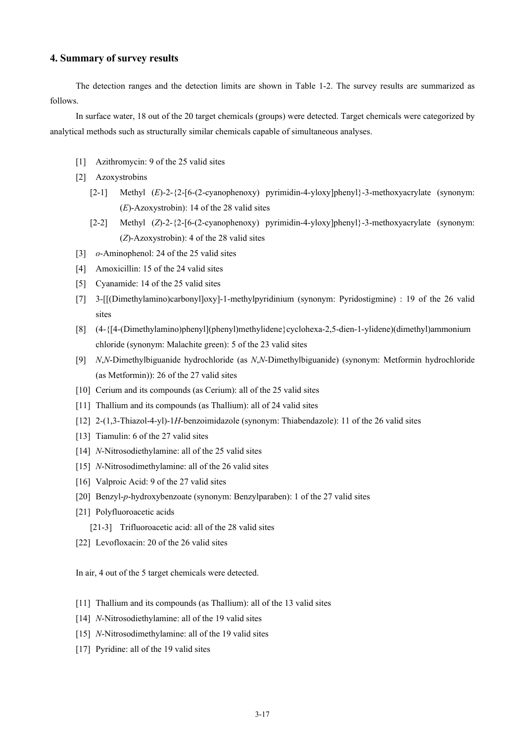## 4. Summary of survey results

The detection ranges and the detection limits are shown in Table 1-2. The survey results are summarized as follows.

In surface water, 18 out of the 20 target chemicals (groups) were detected. Target chemicals were categorized by analytical methods such as structurally similar chemicals capable of simultaneous analyses.

- [1] Azithromycin: 9 of the 25 valid sites
- [2] Azoxystrobins
  - [2-1] Methyl (*E*)-2-{2-[6-(2-cyanophenoxy) pyrimidin-4-yloxy]phenyl}-3-methoxyacrylate (synonym: (*E*)-Azoxystrobin): 14 of the 28 valid sites
  - [2-2] Methyl (*Z*)-2-{2-[6-(2-cyanophenoxy) pyrimidin-4-yloxy]phenyl}-3-methoxyacrylate (synonym: (*Z*)-Azoxystrobin): 4 of the 28 valid sites
- [3] *o*-Aminophenol: 24 of the 25 valid sites
- [4] Amoxicillin: 15 of the 24 valid sites
- [5] Cyanamide: 14 of the 25 valid sites
- [7] 3-[[(Dimethylamino)carbonyl]oxy]-1-methylpyridinium (synonym: Pyridostigmine) : 19 of the 26 valid sites
- [8] (4-{[4-(Dimethylamino)phenyl](phenyl)methylidene}cyclohexa-2,5-dien-1-ylidene)(dimethyl)ammonium chloride (synonym: Malachite green): 5 of the 23 valid sites
- [9] *N*,*N*-Dimethylbiguanide hydrochloride (as *N*,*N*-Dimethylbiguanide) (synonym: Metformin hydrochloride (as Metformin)): 26 of the 27 valid sites
- [10] Cerium and its compounds (as Cerium): all of the 25 valid sites
- [11] Thallium and its compounds (as Thallium): all of 24 valid sites
- [12] 2-(1,3-Thiazol-4-yl)-1*H*-benzoimidazole (synonym: Thiabendazole): 11 of the 26 valid sites
- [13] Tiamulin: 6 of the 27 valid sites
- [14] *N*-Nitrosodiethylamine: all of the 25 valid sites
- [15] *N*-Nitrosodimethylamine: all of the 26 valid sites
- [16] Valproic Acid: 9 of the 27 valid sites
- [20] Benzyl-*p*-hydroxybenzoate (synonym: Benzylparaben): 1 of the 27 valid sites
- [21] Polyfluoroacetic acids
  - [21-3] Trifluoroacetic acid: all of the 28 valid sites
- [22] Levofloxacin: 20 of the 26 valid sites

In air, 4 out of the 5 target chemicals were detected.

- [11] Thallium and its compounds (as Thallium): all of the 13 valid sites
- [14] *N*-Nitrosodiethylamine: all of the 19 valid sites
- [15] *N*-Nitrosodimethylamine: all of the 19 valid sites
- [17] Pyridine: all of the 19 valid sites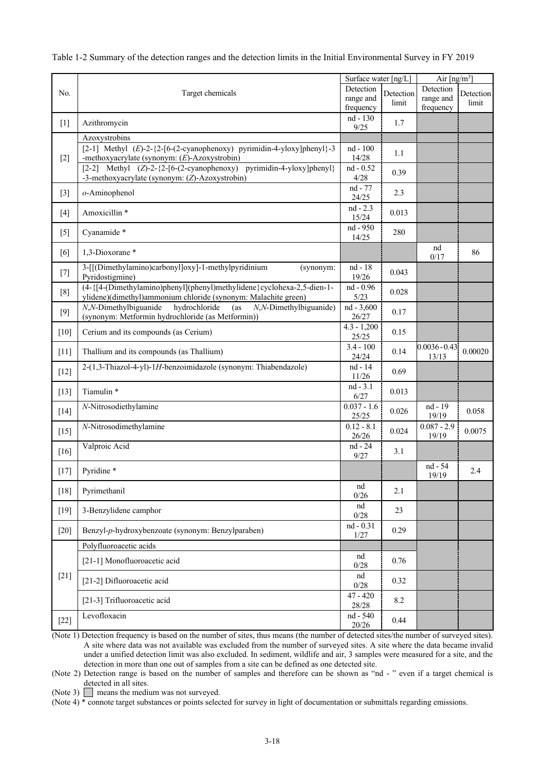Table 1-2 Summary of the detection ranges and the detection limits in the Initial Environmental Survey in FY 2019

| No. | Target chemicals | Surface water [ng/L] | | Air [ng/m³] | |
|---|---|---|---|---|---|
| | | Detection range and frequency | Detection limit | Detection range and frequency | Detection limit |
| [1] | Azithromycin | nd - 130 9/25 | 1.7 | | |
| [2] | Azoxystrobins | | | | |
| | [2-1] Methyl (*E*)-2-{2-[6-(2-cyanophenoxy) pyrimidin-4-yloxy]phenyl}-3-methoxyacrylate (synonym: (*E*)-Azoxystrobin) | nd - 100 14/28 | 1.1 | | |
| | [2-2] Methyl (*Z*)-2-{2-[6-(2-cyanophenoxy) pyrimidin-4-yloxy]phenyl}-3-methoxyacrylate (synonym: (*Z*)-Azoxystrobin) | nd - 0.52 4/28 | 0.39 | | |
| [3] | *o*-Aminophenol | nd - 77 24/25 | 2.3 | | |
| [4] | Amoxicillin * | nd - 2.3 15/24 | 0.013 | | |
| [5] | Cyanamide * | nd - 950 14/25 | 280 | | |
| [6] | 1,3-Dioxorane * | | | nd 0/17 | 86 |
| [7] | 3-[[(Dimethylamino)carbonyl]oxy]-1-methylpyridinium (synonym: Pyridostigmine) | nd - 18 19/26 | 0.043 | | |
| [8] | (4-{[4-(Dimethylamino)phenyl](phenyl)methylidene}cyclohexa-2,5-dien-1-ylidene)(dimethyl)ammonium chloride (synonym: Malachite green) | nd - 0.96 5/23 | 0.028 | | |
| [9] | *N*,*N*-Dimethylbiguanide hydrochloride (as *N*,*N*-Dimethylbiguanide) (synonym: Metformin hydrochloride (as Metformin)) | nd - 3,600 26/27 | 0.17 | | |
| [10] | Cerium and its compounds (as Cerium) | 4.3 - 1,200 25/25 | 0.15 | | |
| [11] | Thallium and its compounds (as Thallium) | 3.4 - 100 24/24 | 0.14 | 0.0036 - 0.43 13/13 | 0.00020 |
| [12] | 2-(1,3-Thiazol-4-yl)-1*H*-benzoimidazole (synonym: Thiabendazole) | nd - 14 11/26 | 0.69 | | |
| [13] | Tiamulin * | nd - 3.1 6/27 | 0.013 | | |
| [14] | *N*-Nitrosodiethylamine | 0.037 - 1.6 25/25 | 0.026 | nd - 19 19/19 | 0.058 |
| [15] | *N*-Nitrosodimethylamine | 0.12 - 8.1 26/26 | 0.024 | 0.087 - 2.9 19/19 | 0.0075 |
| [16] | Valproic Acid | nd - 24 9/27 | 3.1 | | |
| [17] | Pyridine * | | | nd - 54 19/19 | 2.4 |
| [18] | Pyrimethanil | nd 0/26 | 2.1 | | |
| [19] | 3-Benzylidene camphor | nd 0/28 | 23 | | |
| [20] | Benzyl-*p*-hydroxybenzoate (synonym: Benzylparaben) | nd - 0.31 1/27 | 0.29 | | |
| [21] | Polyfluoroacetic acids | | | | |
| | [21-1] Monofluoroacetic acid | nd 0/28 | 0.76 | | |
| | [21-2] Difluoroacetic acid | nd 0/28 | 0.32 | | |
| | [21-3] Trifluoroacetic acid | 47 - 420 28/28 | 8.2 | | |
| [22] | Levofloxacin | nd - 540 20/26 | 0.44 | | |

(Note 1) Detection frequency is based on the number of sites, thus means (the number of detected sites/the number of surveyed sites). A site where data was not available was excluded from the number of surveyed sites. A site where the data became invalid under a unified detection limit was also excluded. In sediment, wildlife and air, 3 samples were measured for a site, and the detection in more than one out of samples from a site can be defined as one detected site.

(Note 2) Detection range is based on the number of samples and therefore can be shown as "nd - " even if a target chemical is detected in all sites.

(Note 3) ▭ means the medium was not surveyed.

(Note 4) * connote target substances or points selected for survey in light of documentation or submittals regarding emissions.